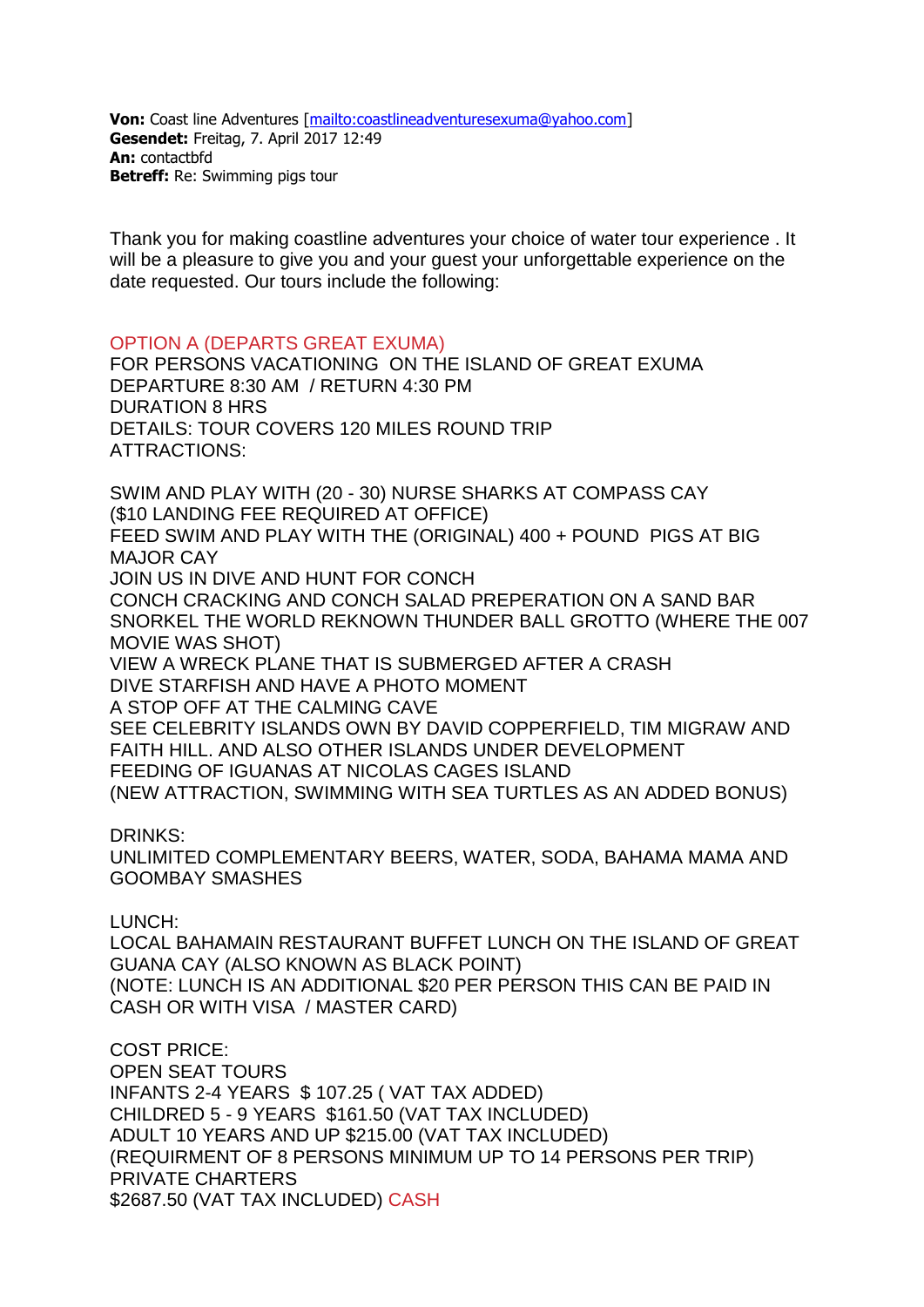**Von:** Coast line Adventures [mailto:coastlineadventuresexuma@yahoo.com]
**Gesendet:** Freitag, 7. April 2017 12:49
**An:** contactbfd
**Betreff:** Re: Swimming pigs tour

Thank you for making coastline adventures your choice of water tour experience . It will be a pleasure to give you and your guest your unforgettable experience on the date requested. Our tours include the following:

OPTION A (DEPARTS GREAT EXUMA)
FOR PERSONS VACATIONING ON THE ISLAND OF GREAT EXUMA
DEPARTURE 8:30 AM / RETURN 4:30 PM
DURATION 8 HRS
DETAILS: TOUR COVERS 120 MILES ROUND TRIP
ATTRACTIONS:

SWIM AND PLAY WITH (20 - 30) NURSE SHARKS AT COMPASS CAY
($10 LANDING FEE REQUIRED AT OFFICE)
FEED SWIM AND PLAY WITH THE (ORIGINAL) 400 + POUND PIGS AT BIG MAJOR CAY
JOIN US IN DIVE AND HUNT FOR CONCH
CONCH CRACKING AND CONCH SALAD PREPERATION ON A SAND BAR
SNORKEL THE WORLD REKNOWN THUNDER BALL GROTTO (WHERE THE 007 MOVIE WAS SHOT)
VIEW A WRECK PLANE THAT IS SUBMERGED AFTER A CRASH
DIVE STARFISH AND HAVE A PHOTO MOMENT
A STOP OFF AT THE CALMING CAVE
SEE CELEBRITY ISLANDS OWN BY DAVID COPPERFIELD, TIM MIGRAW AND FAITH HILL. AND ALSO OTHER ISLANDS UNDER DEVELOPMENT
FEEDING OF IGUANAS AT NICOLAS CAGES ISLAND
(NEW ATTRACTION, SWIMMING WITH SEA TURTLES AS AN ADDED BONUS)

DRINKS:
UNLIMITED COMPLEMENTARY BEERS, WATER, SODA, BAHAMA MAMA AND GOOMBAY SMASHES

LUNCH:
LOCAL BAHAMAIN RESTAURANT BUFFET LUNCH ON THE ISLAND OF GREAT GUANA CAY (ALSO KNOWN AS BLACK POINT)
(NOTE: LUNCH IS AN ADDITIONAL $20 PER PERSON THIS CAN BE PAID IN CASH OR WITH VISA / MASTER CARD)

COST PRICE:
OPEN SEAT TOURS
INFANTS 2-4 YEARS $ 107.25 ( VAT TAX ADDED)
CHILDRED 5 - 9 YEARS $161.50 (VAT TAX INCLUDED)
ADULT 10 YEARS AND UP $215.00 (VAT TAX INCLUDED)
(REQUIRMENT OF 8 PERSONS MINIMUM UP TO 14 PERSONS PER TRIP)
PRIVATE CHARTERS
$2687.50 (VAT TAX INCLUDED) CASH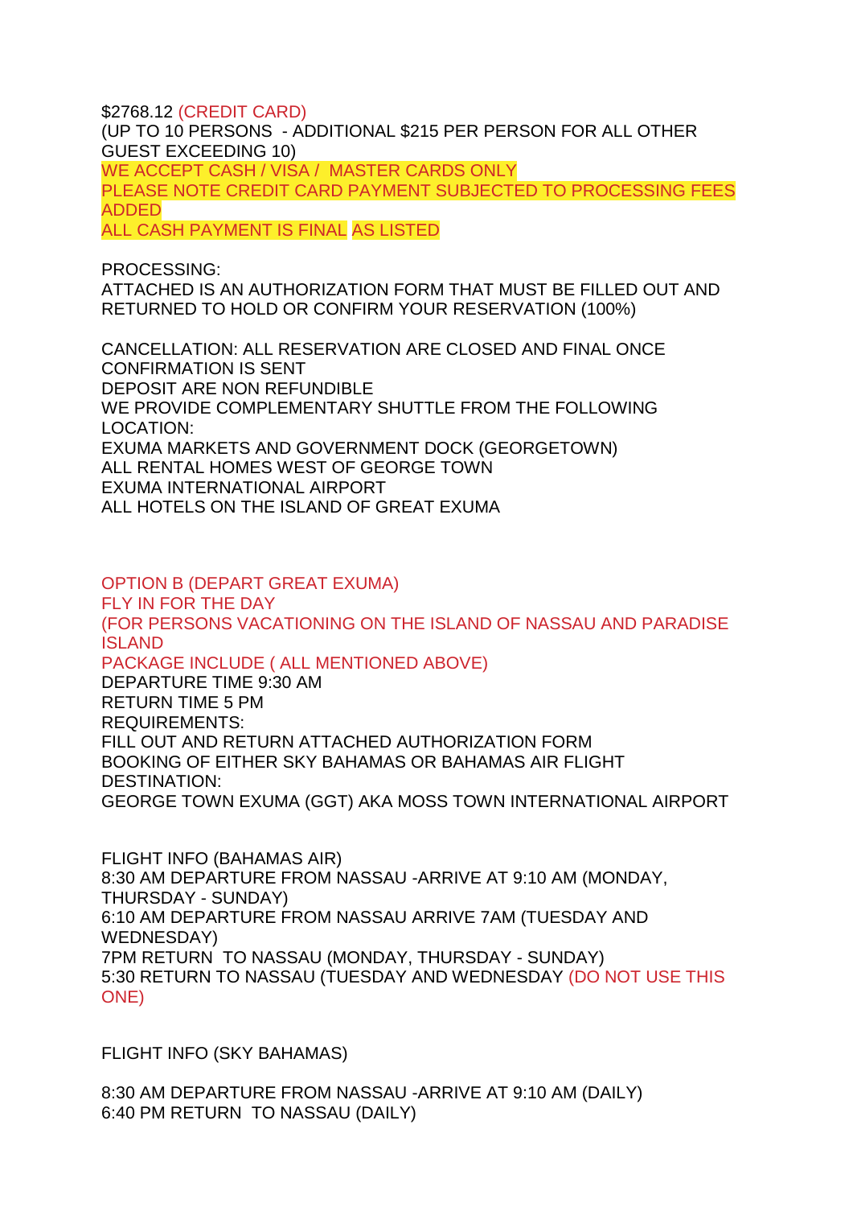$2768.12 (CREDIT CARD)
(UP TO 10 PERSONS - ADDITIONAL $215 PER PERSON FOR ALL OTHER GUEST EXCEEDING 10)
WE ACCEPT CASH / VISA / MASTER CARDS ONLY
PLEASE NOTE CREDIT CARD PAYMENT SUBJECTED TO PROCESSING FEES ADDED
ALL CASH PAYMENT IS FINAL AS LISTED

PROCESSING:
ATTACHED IS AN AUTHORIZATION FORM THAT MUST BE FILLED OUT AND RETURNED TO HOLD OR CONFIRM YOUR RESERVATION (100%)

CANCELLATION: ALL RESERVATION ARE CLOSED AND FINAL ONCE CONFIRMATION IS SENT
DEPOSIT ARE NON REFUNDIBLE
WE PROVIDE COMPLEMENTARY SHUTTLE FROM THE FOLLOWING LOCATION:
EXUMA MARKETS AND GOVERNMENT DOCK (GEORGETOWN)
ALL RENTAL HOMES WEST OF GEORGE TOWN
EXUMA INTERNATIONAL AIRPORT
ALL HOTELS ON THE ISLAND OF GREAT EXUMA

OPTION B (DEPART GREAT EXUMA)
FLY IN FOR THE DAY
(FOR PERSONS VACATIONING ON THE ISLAND OF NASSAU AND PARADISE ISLAND
PACKAGE INCLUDE ( ALL MENTIONED ABOVE)
DEPARTURE TIME 9:30 AM
RETURN TIME 5 PM
REQUIREMENTS:
FILL OUT AND RETURN ATTACHED AUTHORIZATION FORM
BOOKING OF EITHER SKY BAHAMAS OR BAHAMAS AIR FLIGHT
DESTINATION:
GEORGE TOWN EXUMA (GGT) AKA MOSS TOWN INTERNATIONAL AIRPORT

FLIGHT INFO (BAHAMAS AIR)
8:30 AM DEPARTURE FROM NASSAU -ARRIVE AT 9:10 AM (MONDAY, THURSDAY - SUNDAY)
6:10 AM DEPARTURE FROM NASSAU ARRIVE 7AM (TUESDAY AND WEDNESDAY)
7PM RETURN TO NASSAU (MONDAY, THURSDAY - SUNDAY)
5:30 RETURN TO NASSAU (TUESDAY AND WEDNESDAY (DO NOT USE THIS ONE)

FLIGHT INFO (SKY BAHAMAS)

8:30 AM DEPARTURE FROM NASSAU -ARRIVE AT 9:10 AM (DAILY)
6:40 PM RETURN TO NASSAU (DAILY)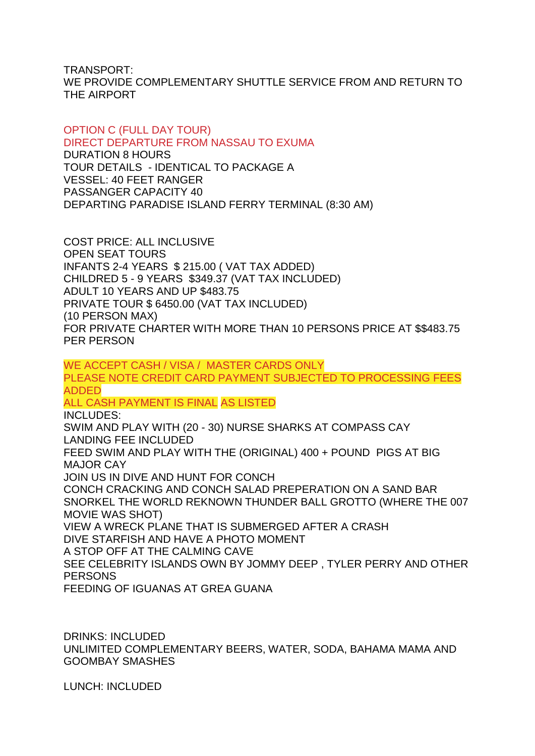TRANSPORT:
WE PROVIDE COMPLEMENTARY SHUTTLE SERVICE FROM AND RETURN TO THE AIRPORT

OPTION C (FULL DAY TOUR)
DIRECT DEPARTURE FROM NASSAU TO EXUMA
DURATION 8 HOURS
TOUR DETAILS - IDENTICAL TO PACKAGE A
VESSEL: 40 FEET RANGER
PASSANGER CAPACITY 40
DEPARTING PARADISE ISLAND FERRY TERMINAL (8:30 AM)

COST PRICE: ALL INCLUSIVE
OPEN SEAT TOURS
INFANTS 2-4 YEARS $ 215.00 ( VAT TAX ADDED)
CHILDRED 5 - 9 YEARS $349.37 (VAT TAX INCLUDED)
ADULT 10 YEARS AND UP $483.75
PRIVATE TOUR $ 6450.00 (VAT TAX INCLUDED)
(10 PERSON MAX)
FOR PRIVATE CHARTER WITH MORE THAN 10 PERSONS PRICE AT $$483.75 PER PERSON

WE ACCEPT CASH / VISA / MASTER CARDS ONLY
PLEASE NOTE CREDIT CARD PAYMENT SUBJECTED TO PROCESSING FEES ADDED
ALL CASH PAYMENT IS FINAL AS LISTED
INCLUDES:
SWIM AND PLAY WITH (20 - 30) NURSE SHARKS AT COMPASS CAY
LANDING FEE INCLUDED
FEED SWIM AND PLAY WITH THE (ORIGINAL) 400 + POUND PIGS AT BIG MAJOR CAY
JOIN US IN DIVE AND HUNT FOR CONCH
CONCH CRACKING AND CONCH SALAD PREPERATION ON A SAND BAR
SNORKEL THE WORLD REKNOWN THUNDER BALL GROTTO (WHERE THE 007 MOVIE WAS SHOT)
VIEW A WRECK PLANE THAT IS SUBMERGED AFTER A CRASH
DIVE STARFISH AND HAVE A PHOTO MOMENT
A STOP OFF AT THE CALMING CAVE
SEE CELEBRITY ISLANDS OWN BY JOMMY DEEP , TYLER PERRY AND OTHER PERSONS
FEEDING OF IGUANAS AT GREA GUANA

DRINKS: INCLUDED
UNLIMITED COMPLEMENTARY BEERS, WATER, SODA, BAHAMA MAMA AND GOOMBAY SMASHES

LUNCH: INCLUDED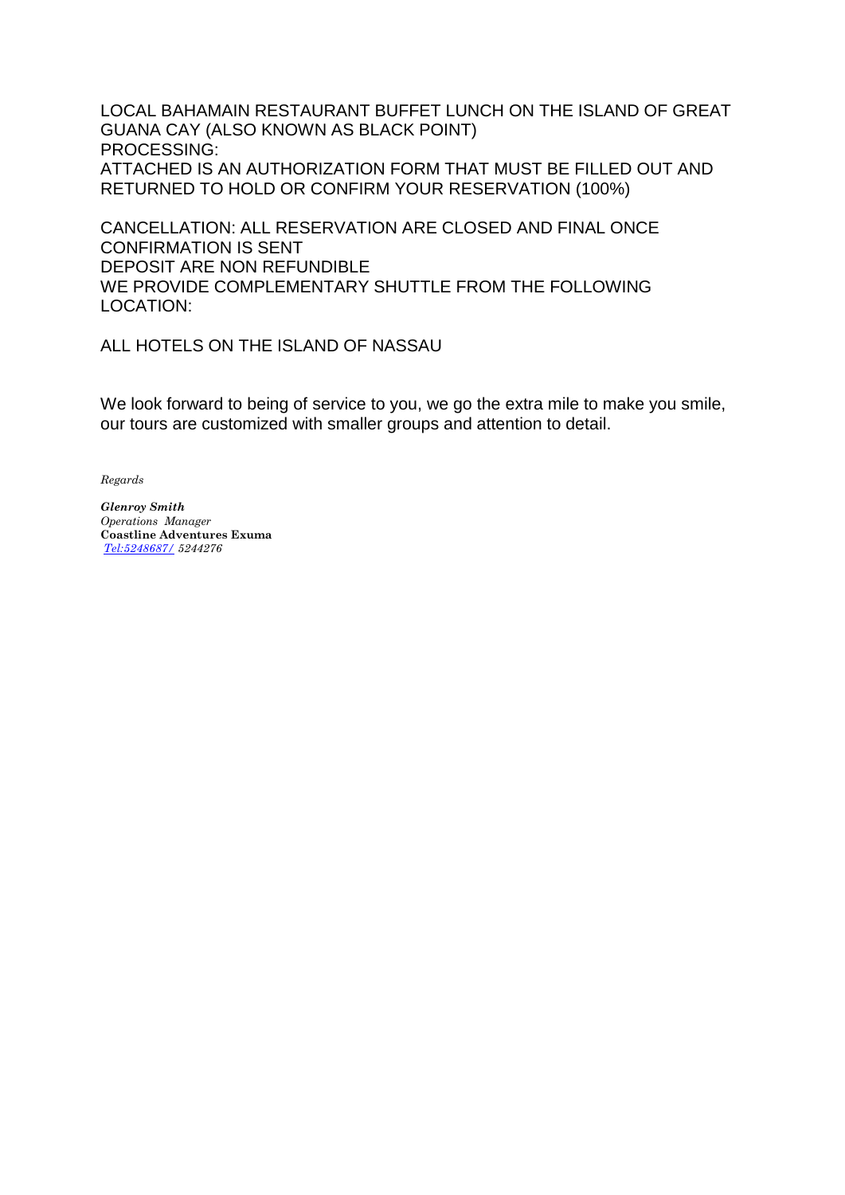LOCAL BAHAMAIN RESTAURANT BUFFET LUNCH ON THE ISLAND OF GREAT GUANA CAY (ALSO KNOWN AS BLACK POINT)
PROCESSING:
ATTACHED IS AN AUTHORIZATION FORM THAT MUST BE FILLED OUT AND RETURNED TO HOLD OR CONFIRM YOUR RESERVATION (100%)

CANCELLATION: ALL RESERVATION ARE CLOSED AND FINAL ONCE CONFIRMATION IS SENT
DEPOSIT ARE NON REFUNDIBLE
WE PROVIDE COMPLEMENTARY SHUTTLE FROM THE FOLLOWING LOCATION:

ALL HOTELS ON THE ISLAND OF NASSAU

We look forward to being of service to you, we go the extra mile to make you smile, our tours are customized with smaller groups and attention to detail.

*Regards*

***Glenroy Smith***
*Operations Manager*
**Coastline Adventures Exuma**
*Tel:5248687/ 5244276*